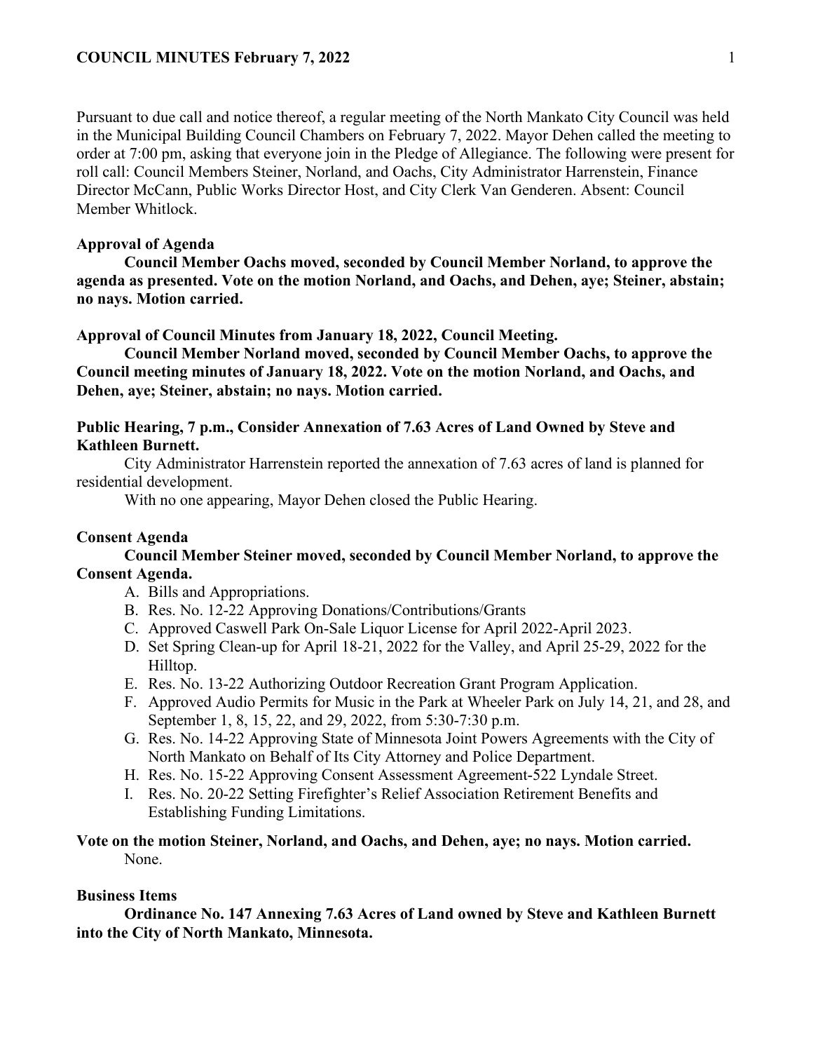Pursuant to due call and notice thereof, a regular meeting of the North Mankato City Council was held in the Municipal Building Council Chambers on February 7, 2022. Mayor Dehen called the meeting to order at 7:00 pm, asking that everyone join in the Pledge of Allegiance. The following were present for roll call: Council Members Steiner, Norland, and Oachs, City Administrator Harrenstein, Finance Director McCann, Public Works Director Host, and City Clerk Van Genderen. Absent: Council Member Whitlock.

**Approval of Agenda**

**Council Member Oachs moved, seconded by Council Member Norland, to approve the agenda as presented. Vote on the motion Norland, and Oachs, and Dehen, aye; Steiner, abstain; no nays. Motion carried.**

**Approval of Council Minutes from January 18, 2022, Council Meeting.**

**Council Member Norland moved, seconded by Council Member Oachs, to approve the Council meeting minutes of January 18, 2022. Vote on the motion Norland, and Oachs, and Dehen, aye; Steiner, abstain; no nays. Motion carried.**

**Public Hearing, 7 p.m., Consider Annexation of 7.63 Acres of Land Owned by Steve and Kathleen Burnett.**

City Administrator Harrenstein reported the annexation of 7.63 acres of land is planned for residential development.

With no one appearing, Mayor Dehen closed the Public Hearing.

**Consent Agenda**

**Council Member Steiner moved, seconded by Council Member Norland, to approve the Consent Agenda.**

A. Bills and Appropriations.
B. Res. No. 12-22 Approving Donations/Contributions/Grants
C. Approved Caswell Park On-Sale Liquor License for April 2022-April 2023.
D. Set Spring Clean-up for April 18-21, 2022 for the Valley, and April 25-29, 2022 for the Hilltop.
E. Res. No. 13-22 Authorizing Outdoor Recreation Grant Program Application.
F. Approved Audio Permits for Music in the Park at Wheeler Park on July 14, 21, and 28, and September 1, 8, 15, 22, and 29, 2022, from 5:30-7:30 p.m.
G. Res. No. 14-22 Approving State of Minnesota Joint Powers Agreements with the City of North Mankato on Behalf of Its City Attorney and Police Department.
H. Res. No. 15-22 Approving Consent Assessment Agreement-522 Lyndale Street.
I. Res. No. 20-22 Setting Firefighter's Relief Association Retirement Benefits and Establishing Funding Limitations.

**Vote on the motion Steiner, Norland, and Oachs, and Dehen, aye; no nays. Motion carried.**

None.

**Business Items**

**Ordinance No. 147 Annexing 7.63 Acres of Land owned by Steve and Kathleen Burnett into the City of North Mankato, Minnesota.**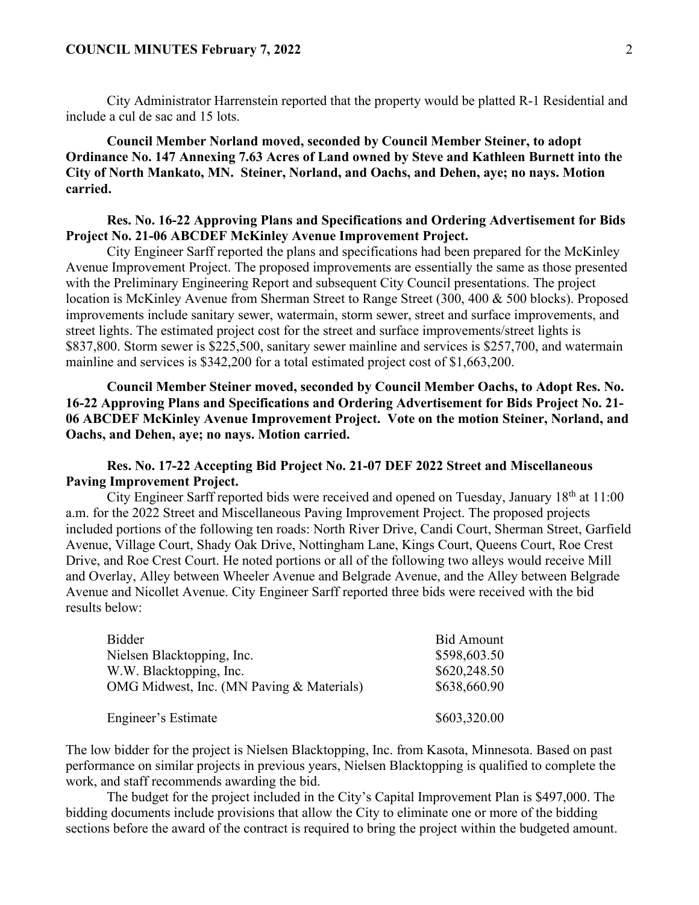City Administrator Harrenstein reported that the property would be platted R-1 Residential and include a cul de sac and 15 lots.

**Council Member Norland moved, seconded by Council Member Steiner, to adopt Ordinance No. 147 Annexing 7.63 Acres of Land owned by Steve and Kathleen Burnett into the City of North Mankato, MN. Steiner, Norland, and Oachs, and Dehen, aye; no nays. Motion carried.**

**Res. No. 16-22 Approving Plans and Specifications and Ordering Advertisement for Bids Project No. 21-06 ABCDEF McKinley Avenue Improvement Project.**

City Engineer Sarff reported the plans and specifications had been prepared for the McKinley Avenue Improvement Project. The proposed improvements are essentially the same as those presented with the Preliminary Engineering Report and subsequent City Council presentations. The project location is McKinley Avenue from Sherman Street to Range Street (300, 400 & 500 blocks). Proposed improvements include sanitary sewer, watermain, storm sewer, street and surface improvements, and street lights. The estimated project cost for the street and surface improvements/street lights is \$837,800. Storm sewer is \$225,500, sanitary sewer mainline and services is \$257,700, and watermain mainline and services is \$342,200 for a total estimated project cost of \$1,663,200.

**Council Member Steiner moved, seconded by Council Member Oachs, to Adopt Res. No. 16-22 Approving Plans and Specifications and Ordering Advertisement for Bids Project No. 21-06 ABCDEF McKinley Avenue Improvement Project. Vote on the motion Steiner, Norland, and Oachs, and Dehen, aye; no nays. Motion carried.**

**Res. No. 17-22 Accepting Bid Project No. 21-07 DEF 2022 Street and Miscellaneous Paving Improvement Project.**

City Engineer Sarff reported bids were received and opened on Tuesday, January 18th at 11:00 a.m. for the 2022 Street and Miscellaneous Paving Improvement Project. The proposed projects included portions of the following ten roads: North River Drive, Candi Court, Sherman Street, Garfield Avenue, Village Court, Shady Oak Drive, Nottingham Lane, Kings Court, Queens Court, Roe Crest Drive, and Roe Crest Court. He noted portions or all of the following two alleys would receive Mill and Overlay, Alley between Wheeler Avenue and Belgrade Avenue, and the Alley between Belgrade Avenue and Nicollet Avenue. City Engineer Sarff reported three bids were received with the bid results below:

| Bidder | Bid Amount |
|---|---|
| Nielsen Blacktopping, Inc. | \$598,603.50 |
| W.W. Blacktopping, Inc. | \$620,248.50 |
| OMG Midwest, Inc. (MN Paving & Materials) | \$638,660.90 |
| | |
| Engineer's Estimate | \$603,320.00 |

The low bidder for the project is Nielsen Blacktopping, Inc. from Kasota, Minnesota. Based on past performance on similar projects in previous years, Nielsen Blacktopping is qualified to complete the work, and staff recommends awarding the bid.

The budget for the project included in the City's Capital Improvement Plan is \$497,000. The bidding documents include provisions that allow the City to eliminate one or more of the bidding sections before the award of the contract is required to bring the project within the budgeted amount.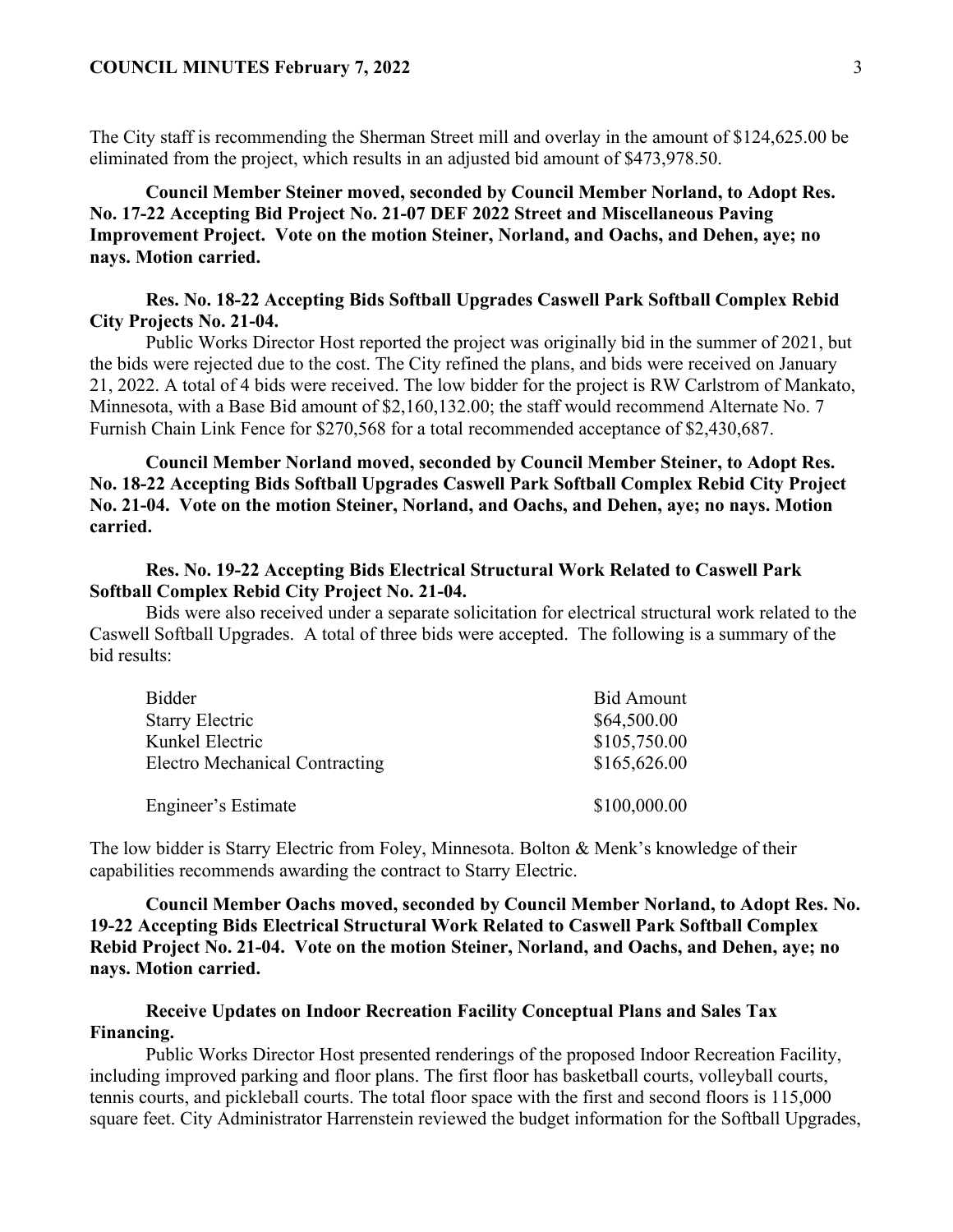The City staff is recommending the Sherman Street mill and overlay in the amount of $124,625.00 be eliminated from the project, which results in an adjusted bid amount of $473,978.50.

**Council Member Steiner moved, seconded by Council Member Norland, to Adopt Res. No. 17-22 Accepting Bid Project No. 21-07 DEF 2022 Street and Miscellaneous Paving Improvement Project. Vote on the motion Steiner, Norland, and Oachs, and Dehen, aye; no nays. Motion carried.**

**Res. No. 18-22 Accepting Bids Softball Upgrades Caswell Park Softball Complex Rebid City Projects No. 21-04.**

Public Works Director Host reported the project was originally bid in the summer of 2021, but the bids were rejected due to the cost. The City refined the plans, and bids were received on January 21, 2022. A total of 4 bids were received. The low bidder for the project is RW Carlstrom of Mankato, Minnesota, with a Base Bid amount of $2,160,132.00; the staff would recommend Alternate No. 7 Furnish Chain Link Fence for $270,568 for a total recommended acceptance of $2,430,687.

**Council Member Norland moved, seconded by Council Member Steiner, to Adopt Res. No. 18-22 Accepting Bids Softball Upgrades Caswell Park Softball Complex Rebid City Project No. 21-04. Vote on the motion Steiner, Norland, and Oachs, and Dehen, aye; no nays. Motion carried.**

**Res. No. 19-22 Accepting Bids Electrical Structural Work Related to Caswell Park Softball Complex Rebid City Project No. 21-04.**

Bids were also received under a separate solicitation for electrical structural work related to the Caswell Softball Upgrades. A total of three bids were accepted. The following is a summary of the bid results:

| Bidder | Bid Amount |
|---|---|
| Starry Electric | $64,500.00 |
| Kunkel Electric | $105,750.00 |
| Electro Mechanical Contracting | $165,626.00 |
| | |
| Engineer's Estimate | $100,000.00 |

The low bidder is Starry Electric from Foley, Minnesota. Bolton & Menk's knowledge of their capabilities recommends awarding the contract to Starry Electric.

**Council Member Oachs moved, seconded by Council Member Norland, to Adopt Res. No. 19-22 Accepting Bids Electrical Structural Work Related to Caswell Park Softball Complex Rebid Project No. 21-04. Vote on the motion Steiner, Norland, and Oachs, and Dehen, aye; no nays. Motion carried.**

**Receive Updates on Indoor Recreation Facility Conceptual Plans and Sales Tax Financing.**

Public Works Director Host presented renderings of the proposed Indoor Recreation Facility, including improved parking and floor plans. The first floor has basketball courts, volleyball courts, tennis courts, and pickleball courts. The total floor space with the first and second floors is 115,000 square feet. City Administrator Harrenstein reviewed the budget information for the Softball Upgrades,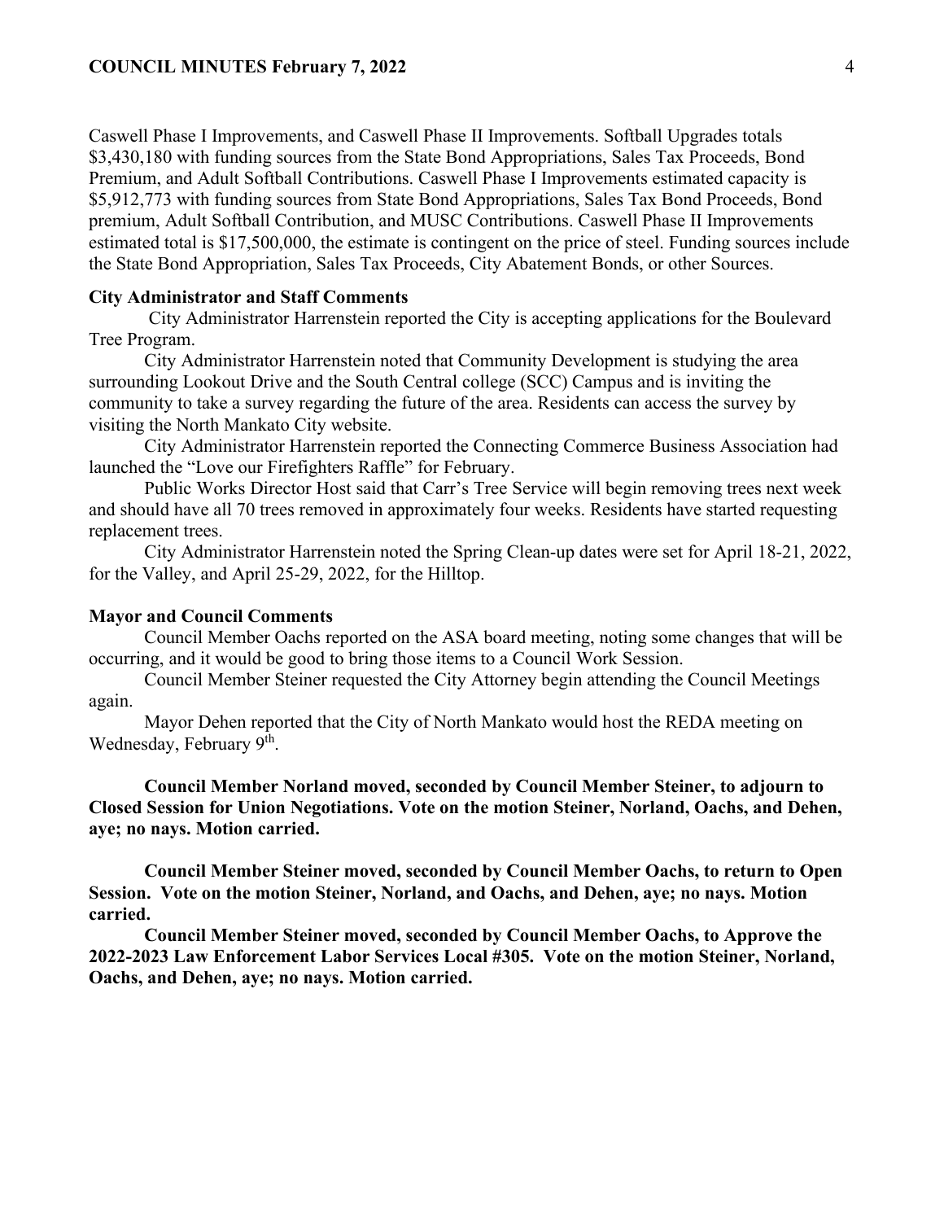Caswell Phase I Improvements, and Caswell Phase II Improvements. Softball Upgrades totals \$3,430,180 with funding sources from the State Bond Appropriations, Sales Tax Proceeds, Bond Premium, and Adult Softball Contributions. Caswell Phase I Improvements estimated capacity is \$5,912,773 with funding sources from State Bond Appropriations, Sales Tax Bond Proceeds, Bond premium, Adult Softball Contribution, and MUSC Contributions. Caswell Phase II Improvements estimated total is \$17,500,000, the estimate is contingent on the price of steel. Funding sources include the State Bond Appropriation, Sales Tax Proceeds, City Abatement Bonds, or other Sources.

**City Administrator and Staff Comments**

City Administrator Harrenstein reported the City is accepting applications for the Boulevard Tree Program.

City Administrator Harrenstein noted that Community Development is studying the area surrounding Lookout Drive and the South Central college (SCC) Campus and is inviting the community to take a survey regarding the future of the area. Residents can access the survey by visiting the North Mankato City website.

City Administrator Harrenstein reported the Connecting Commerce Business Association had launched the "Love our Firefighters Raffle" for February.

Public Works Director Host said that Carr's Tree Service will begin removing trees next week and should have all 70 trees removed in approximately four weeks. Residents have started requesting replacement trees.

City Administrator Harrenstein noted the Spring Clean-up dates were set for April 18-21, 2022, for the Valley, and April 25-29, 2022, for the Hilltop.

**Mayor and Council Comments**

Council Member Oachs reported on the ASA board meeting, noting some changes that will be occurring, and it would be good to bring those items to a Council Work Session.

Council Member Steiner requested the City Attorney begin attending the Council Meetings again.

Mayor Dehen reported that the City of North Mankato would host the REDA meeting on Wednesday, February 9th.

**Council Member Norland moved, seconded by Council Member Steiner, to adjourn to Closed Session for Union Negotiations. Vote on the motion Steiner, Norland, Oachs, and Dehen, aye; no nays. Motion carried.**

**Council Member Steiner moved, seconded by Council Member Oachs, to return to Open Session. Vote on the motion Steiner, Norland, and Oachs, and Dehen, aye; no nays. Motion carried.**

**Council Member Steiner moved, seconded by Council Member Oachs, to Approve the 2022-2023 Law Enforcement Labor Services Local #305. Vote on the motion Steiner, Norland, Oachs, and Dehen, aye; no nays. Motion carried.**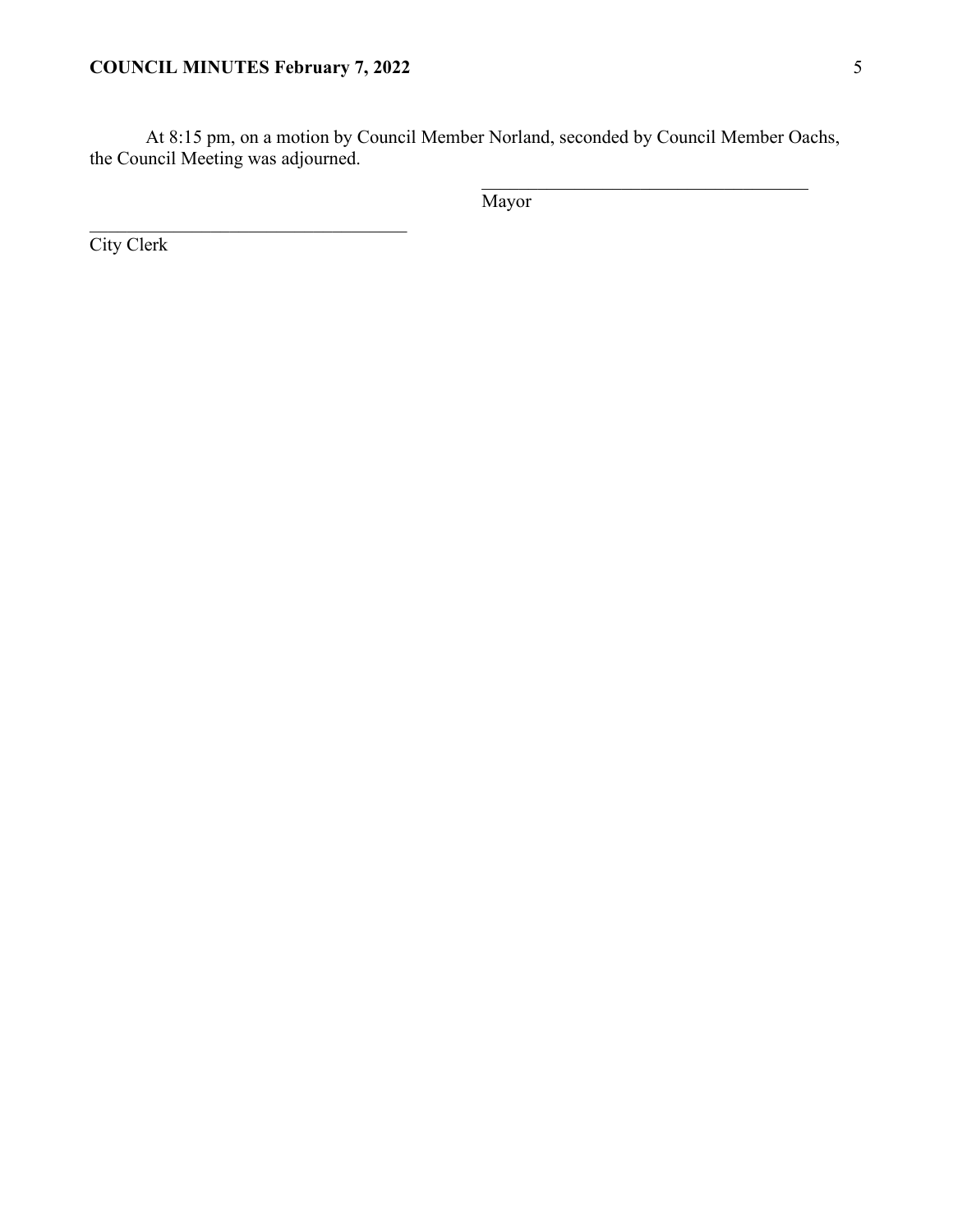At 8:15 pm, on a motion by Council Member Norland, seconded by Council Member Oachs, the Council Meeting was adjourned.

\_\_\_\_\_\_\_\_\_\_\_\_\_\_\_\_\_\_\_\_\_\_\_\_\_\_\_\_\_\_\_\_\_\_\_\_

Mayor

\_\_\_\_\_\_\_\_\_\_\_\_\_\_\_\_\_\_\_\_\_\_\_\_\_\_\_\_\_\_\_\_\_\_\_\_

City Clerk